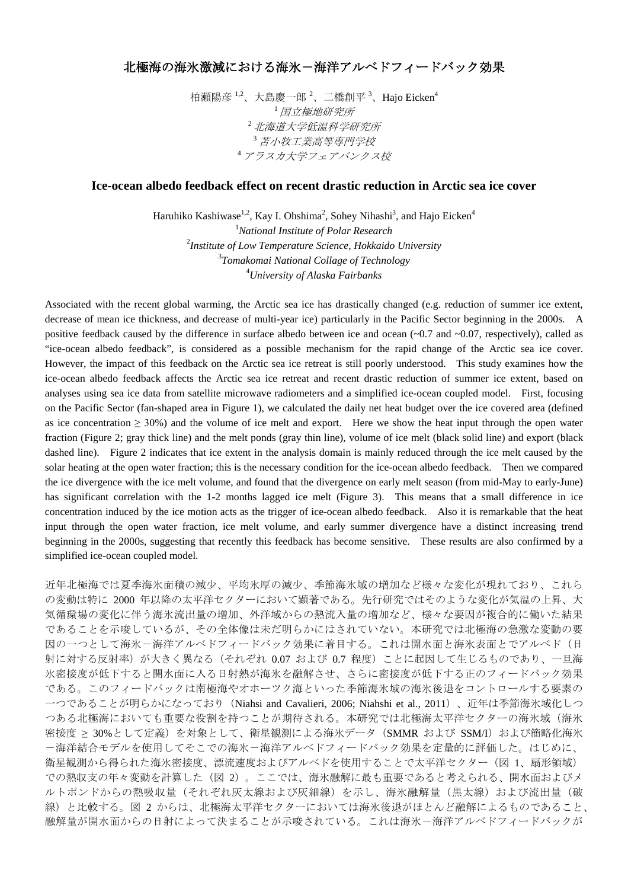# 北極海の海氷激減における海氷－海洋アルベドフィードバック効果

柏瀬陽彦[1,2]、大島慶一郎[2]、二橋創平[3]、Hajo Eicken[4]

[1] *国立極地研究所*

[2] *北海道大学低温科学研究所*

[3] *苫小牧工業高等専門学校*

[4] *アラスカ大学フェアバンクス校*

## Ice-ocean albedo feedback effect on recent drastic reduction in Arctic sea ice cover

Haruhiko Kashiwase[1,2], Kay I. Ohshima[2], Sohey Nihashi[3], and Hajo Eicken[4]

[1] *National Institute of Polar Research*

[2] *Institute of Low Temperature Science, Hokkaido University*

[3] *Tomakomai National Collage of Technology*

[4] *University of Alaska Fairbanks*

Associated with the recent global warming, the Arctic sea ice has drastically changed (e.g. reduction of summer ice extent, decrease of mean ice thickness, and decrease of multi-year ice) particularly in the Pacific Sector beginning in the 2000s. A positive feedback caused by the difference in surface albedo between ice and ocean (~0.7 and ~0.07, respectively), called as "ice-ocean albedo feedback", is considered as a possible mechanism for the rapid change of the Arctic sea ice cover. However, the impact of this feedback on the Arctic sea ice retreat is still poorly understood. This study examines how the ice-ocean albedo feedback affects the Arctic sea ice retreat and recent drastic reduction of summer ice extent, based on analyses using sea ice data from satellite microwave radiometers and a simplified ice-ocean coupled model. First, focusing on the Pacific Sector (fan-shaped area in Figure 1), we calculated the daily net heat budget over the ice covered area (defined as ice concentration ≥ 30%) and the volume of ice melt and export. Here we show the heat input through the open water fraction (Figure 2; gray thick line) and the melt ponds (gray thin line), volume of ice melt (black solid line) and export (black dashed line). Figure 2 indicates that ice extent in the analysis domain is mainly reduced through the ice melt caused by the solar heating at the open water fraction; this is the necessary condition for the ice-ocean albedo feedback. Then we compared the ice divergence with the ice melt volume, and found that the divergence on early melt season (from mid-May to early-June) has significant correlation with the 1-2 months lagged ice melt (Figure 3). This means that a small difference in ice concentration induced by the ice motion acts as the trigger of ice-ocean albedo feedback. Also it is remarkable that the heat input through the open water fraction, ice melt volume, and early summer divergence have a distinct increasing trend beginning in the 2000s, suggesting that recently this feedback has become sensitive. These results are also confirmed by a simplified ice-ocean coupled model.

近年北極海では夏季海氷面積の減少、平均氷厚の減少、季節海氷域の増加など様々な変化が現れており、これらの変動は特に 2000 年以降の太平洋セクターにおいて顕著である。先行研究ではそのような変化が気温の上昇、大気循環場の変化に伴う海氷流出量の増加、外洋域からの熱流入量の増加など、様々な要因が複合的に働いた結果であることを示唆しているが、その全体像は未だ明らかにはされていない。本研究では北極海の急激な変動の要因の一つとして海氷－海洋アルベドフィードバック効果に着目する。これは開水面と海氷表面とでアルベド（日射に対する反射率）が大きく異なる（それぞれ 0.07 および 0.7 程度）ことに起因して生じるものであり、一旦海氷密接度が低下すると開水面に入る日射熱が海氷を融解させ、さらに密接度が低下する正のフィードバック効果である。このフィードバックは南極海やオホーツク海といった季節海氷域の海氷後退をコントロールする要素の一つであることが明らかになっており（Niahsi and Cavalieri, 2006; Niahshi et al., 2011）、近年は季節海氷域化しつつある北極海においても重要な役割を持つことが期待される。本研究では北極海太平洋セクターの海氷域（海氷密接度 ≥ 30%として定義）を対象として、衛星観測による海氷データ（SMMR および SSM/I）および簡略化海氷－海洋結合モデルを使用してそこでの海氷－海洋アルベドフィードバック効果を定量的に評価した。はじめに、衛星観測から得られた海氷密接度、漂流速度およびアルベドを使用することで太平洋セクター（図 1、扇形領域）での熱収支の年々変動を計算した（図 2）。ここでは、海氷融解に最も重要であると考えられる、開水面およびメルトポンドからの熱吸収量（それぞれ灰太線および灰細線）を示し、海氷融解量（黒太線）および流出量（破線）と比較する。図 2 からは、北極海太平洋セクターにおいては海氷後退がほとんど融解によるものであること、融解量が開水面からの日射によって決まることが示唆されている。これは海氷－海洋アルベドフィードバックが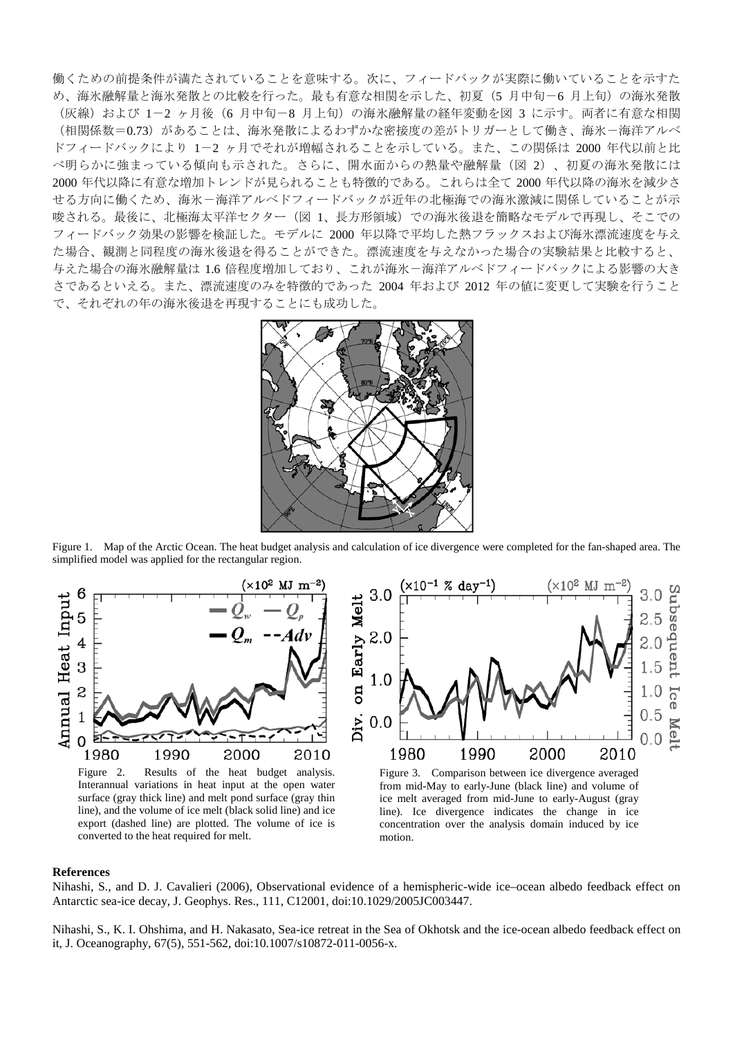働くための前提条件が満たされていることを意味する。次に、フィードバックが実際に働いていることを示すため、海氷融解量と海氷発散との比較を行った。最も有意な相関を示した、初夏（5 月中旬－6 月上旬）の海氷発散（灰線）および 1－2 ヶ月後（6 月中旬－8 月上旬）の海氷融解量の経年変動を図 3 に示す。両者に有意な相関（相関係数＝0.73）があることは、海氷発散によるわずかな密接度の差がトリガーとして働き、海氷－海洋アルベドフィードバックにより 1－2 ヶ月でそれが増幅されることを示している。また、この関係は 2000 年代以前と比べ明らかに強まっている傾向も示された。さらに、開水面からの熱量や融解量（図 2）、初夏の海氷発散には 2000 年代以降に有意な増加トレンドが見られることも特徴的である。これらは全て 2000 年代以降の海氷を減少させる方向に働くため、海氷－海洋アルベドフィードバックが近年の北極海での海氷激減に関係していることが示唆される。最後に、北極海太平洋セクター（図 1、長方形領域）での海氷後退を簡略なモデルで再現し、そこでのフィードバック効果の影響を検証した。モデルに 2000 年以降で平均した熱フラックスおよび海氷漂流速度を与えた場合、観測と同程度の海氷後退を得ることができた。漂流速度を与えなかった場合の実験結果と比較すると、与えた場合の海氷融解量は 1.6 倍程度増加しており、これが海氷－海洋アルベドフィードバックによる影響の大きさであるといえる。また、漂流速度のみを特徴的であった 2004 年および 2012 年の値に変更して実験を行うことで、それぞれの年の海氷後退を再現することにも成功した。

70°N
80°N
0°E
90°E
180°E
270°E

Figure 1. Map of the Arctic Ocean. The heat budget analysis and calculation of ice divergence were completed for the fan-shaped area. The simplified model was applied for the rectangular region.

($\times 10^2$ MJ m$^{-2}$)
Annual Heat Input
$Q_w$ $Q_p$
$Q_m$ $Adv$
0 1 2 3 4 5 6
1980 1990 2000 2010

Figure 2. Results of the heat budget analysis. Interannual variations in heat input at the open water surface (gray thick line) and melt pond surface (gray thin line), and the volume of ice melt (black solid line) and ice export (dashed line) are plotted. The volume of ice is converted to the heat required for melt.

($\times 10^{-1}$ % day$^{-1}$)
($\times 10^2$ MJ m$^{-2}$)
Div. on Early Melt
Subsequent Ice Melt
0.0 1.0 2.0 3.0
0.0 0.5 1.0 1.5 2.0 2.5 3.0
1980 1990 2000 2010

Figure 3. Comparison between ice divergence averaged from mid-May to early-June (black line) and volume of ice melt averaged from mid-June to early-August (gray line). Ice divergence indicates the change in ice concentration over the analysis domain induced by ice motion.

**References**

Nihashi, S., and D. J. Cavalieri (2006), Observational evidence of a hemispheric-wide ice–ocean albedo feedback effect on Antarctic sea-ice decay, J. Geophys. Res., 111, C12001, doi:10.1029/2005JC003447.

Nihashi, S., K. I. Ohshima, and H. Nakasato, Sea-ice retreat in the Sea of Okhotsk and the ice-ocean albedo feedback effect on it, J. Oceanography, 67(5), 551-562, doi:10.1007/s10872-011-0056-x.